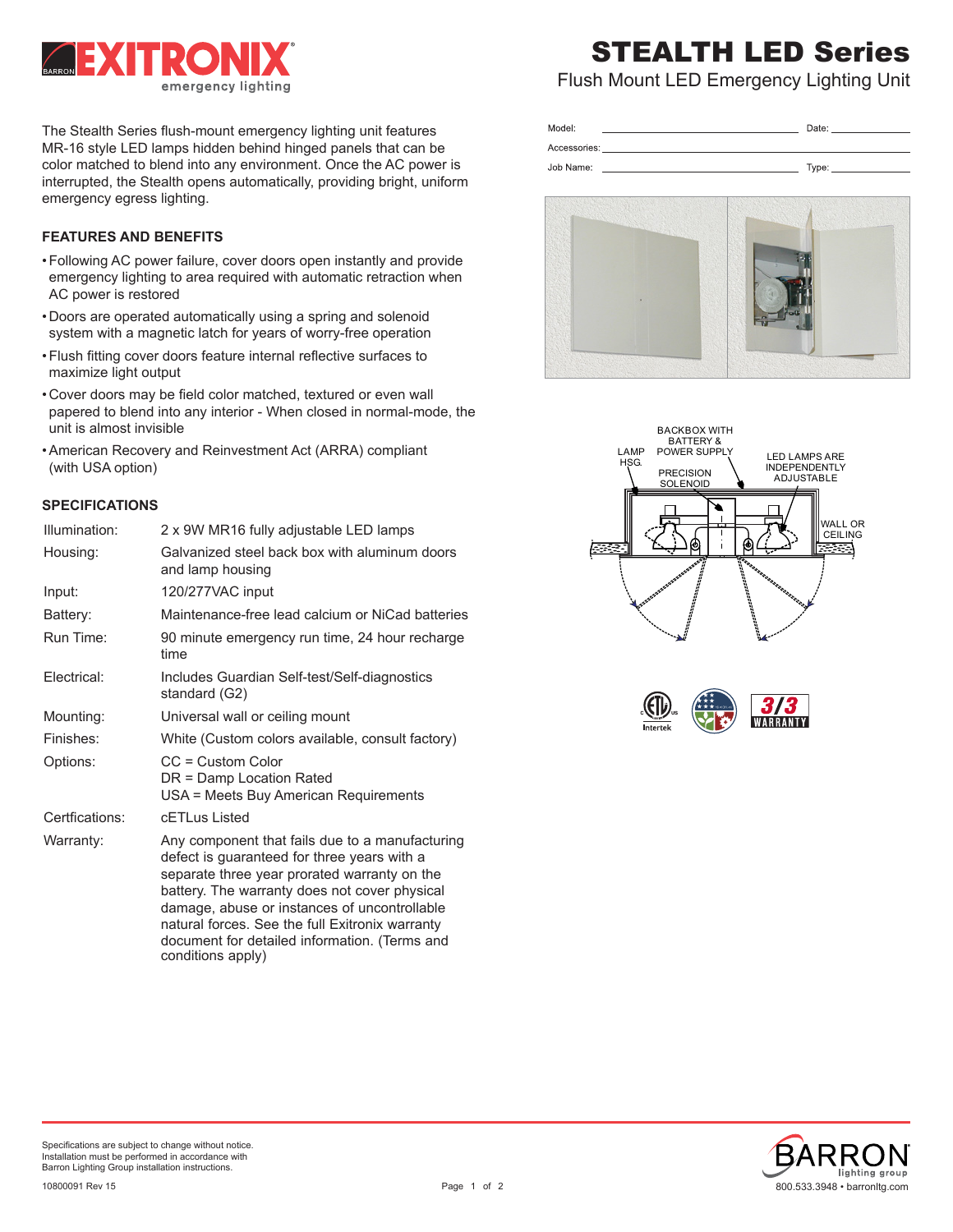# STEALTH LED Series

## Flush Mount LED Emergency Lighting Unit

Model: ______________________ Date: __________

Accessories: ______________________

Job Name: ______________________ Type: __________

The Stealth Series flush-mount emergency lighting unit features MR-16 style LED lamps hidden behind hinged panels that can be color matched to blend into any environment. Once the AC power is interrupted, the Stealth opens automatically, providing bright, uniform emergency egress lighting.

### FEATURES AND BENEFITS

- Following AC power failure, cover doors open instantly and provide emergency lighting to area required with automatic retraction when AC power is restored
- Doors are operated automatically using a spring and solenoid system with a magnetic latch for years of worry-free operation
- Flush fitting cover doors feature internal reflective surfaces to maximize light output
- Cover doors may be field color matched, textured or even wall papered to blend into any interior - When closed in normal-mode, the unit is almost invisible
- American Recovery and Reinvestment Act (ARRA) compliant (with USA option)

### SPECIFICATIONS

| | |
|---|---|
| Illumination: | 2 x 9W MR16 fully adjustable LED lamps |
| Housing: | Galvanized steel back box with aluminum doors and lamp housing |
| Input: | 120/277VAC input |
| Battery: | Maintenance-free lead calcium or NiCad batteries |
| Run Time: | 90 minute emergency run time, 24 hour recharge time |
| Electrical: | Includes Guardian Self-test/Self-diagnostics standard (G2) |
| Mounting: | Universal wall or ceiling mount |
| Finishes: | White (Custom colors available, consult factory) |
| Options: | CC = Custom Color<br>DR = Damp Location Rated<br>USA = Meets Buy American Requirements |
| Certfications: | cETLus Listed |
| Warranty: | Any component that fails due to a manufacturing defect is guaranteed for three years with a separate three year prorated warranty on the battery. The warranty does not cover physical damage, abuse or instances of uncontrollable natural forces. See the full Exitronix warranty document for detailed information. (Terms and conditions apply) |

LAMP HSG. · BACKBOX WITH BATTERY & POWER SUPPLY · PRECISION SOLENOID · LED LAMPS ARE INDEPENDENTLY ADJUSTABLE · WALL OR CEILING

Specifications are subject to change without notice.
Installation must be performed in accordance with Barron Lighting Group installation instructions.

10800091 Rev 15

800.533.3948 • barronltg.com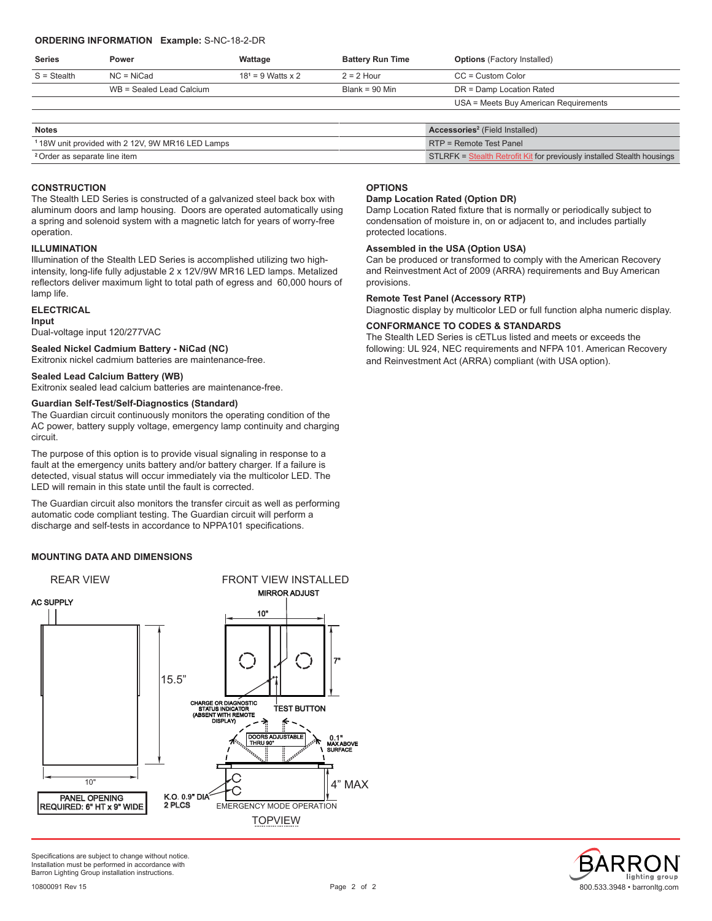**ORDERING INFORMATION** **Example:** S-NC-18-2-DR

| Series | Power | Wattage | Battery Run Time | Options (Factory Installed) |
|---|---|---|---|---|
| S = Stealth | NC = NiCad | 18[1] = 9 Watts x 2 | 2 = 2 Hour | CC = Custom Color |
| | WB = Sealed Lead Calcium | | Blank = 90 Min | DR = Damp Location Rated |
| | | | | USA = Meets Buy American Requirements |

| Notes | Accessories[2] (Field Installed) |
|---|---|
| [1] 18W unit provided with 2 12V, 9W MR16 LED Lamps | RTP = Remote Test Panel |
| [2] Order as separate line item | STLRFK = Stealth Retrofit Kit for previously installed Stealth housings |

## CONSTRUCTION

The Stealth LED Series is constructed of a galvanized steel back box with aluminum doors and lamp housing. Doors are operated automatically using a spring and solenoid system with a magnetic latch for years of worry-free operation.

## ILLUMINATION

Illumination of the Stealth LED Series is accomplished utilizing two high-intensity, long-life fully adjustable 2 x 12V/9W MR16 LED lamps. Metalized reflectors deliver maximum light to total path of egress and 60,000 hours of lamp life.

## ELECTRICAL

**Input**

Dual-voltage input 120/277VAC

**Sealed Nickel Cadmium Battery - NiCad (NC)**

Exitronix nickel cadmium batteries are maintenance-free.

**Sealed Lead Calcium Battery (WB)**

Exitronix sealed lead calcium batteries are maintenance-free.

**Guardian Self-Test/Self-Diagnostics (Standard)**

The Guardian circuit continuously monitors the operating condition of the AC power, battery supply voltage, emergency lamp continuity and charging circuit.

The purpose of this option is to provide visual signaling in response to a fault at the emergency units battery and/or battery charger. If a failure is detected, visual status will occur immediately via the multicolor LED. The LED will remain in this state until the fault is corrected.

The Guardian circuit also monitors the transfer circuit as well as performing automatic code compliant testing. The Guardian circuit will perform a discharge and self-tests in accordance to NPPA101 specifications.

## OPTIONS

**Damp Location Rated (Option DR)**

Damp Location Rated fixture that is normally or periodically subject to condensation of moisture in, on or adjacent to, and includes partially protected locations.

**Assembled in the USA (Option USA)**

Can be produced or transformed to comply with the American Recovery and Reinvestment Act of 2009 (ARRA) requirements and Buy American provisions.

**Remote Test Panel (Accessory RTP)**

Diagnostic display by multicolor LED or full function alpha numeric display.

## CONFORMANCE TO CODES & STANDARDS

The Stealth LED Series is cETLus listed and meets or exceeds the following: UL 924, NEC requirements and NFPA 101. American Recovery and Reinvestment Act (ARRA) compliant (with USA option).

## MOUNTING DATA AND DIMENSIONS

REAR VIEW

AC SUPPLY

15.5"

10"

PANEL OPENING REQUIRED: 6" HT x 9" WIDE

FRONT VIEW INSTALLED

MIRROR ADJUST

10"

7"

CHARGE OR DIAGNOSTIC STATUS INDICATOR (ABSENT WITH REMOTE DISPLAY)

TEST BUTTON

DOORS ADJUSTABLE THRU 90°

0.1" MAX ABOVE SURFACE

4" MAX

K.O. 0.9" DIA 2 PLCS

EMERGENCY MODE OPERATION

TOPVIEW

Specifications are subject to change without notice.
Installation must be performed in accordance with Barron Lighting Group installation instructions.

10800091 Rev 15

BARRON lighting group
800.533.3948 • barronltg.com